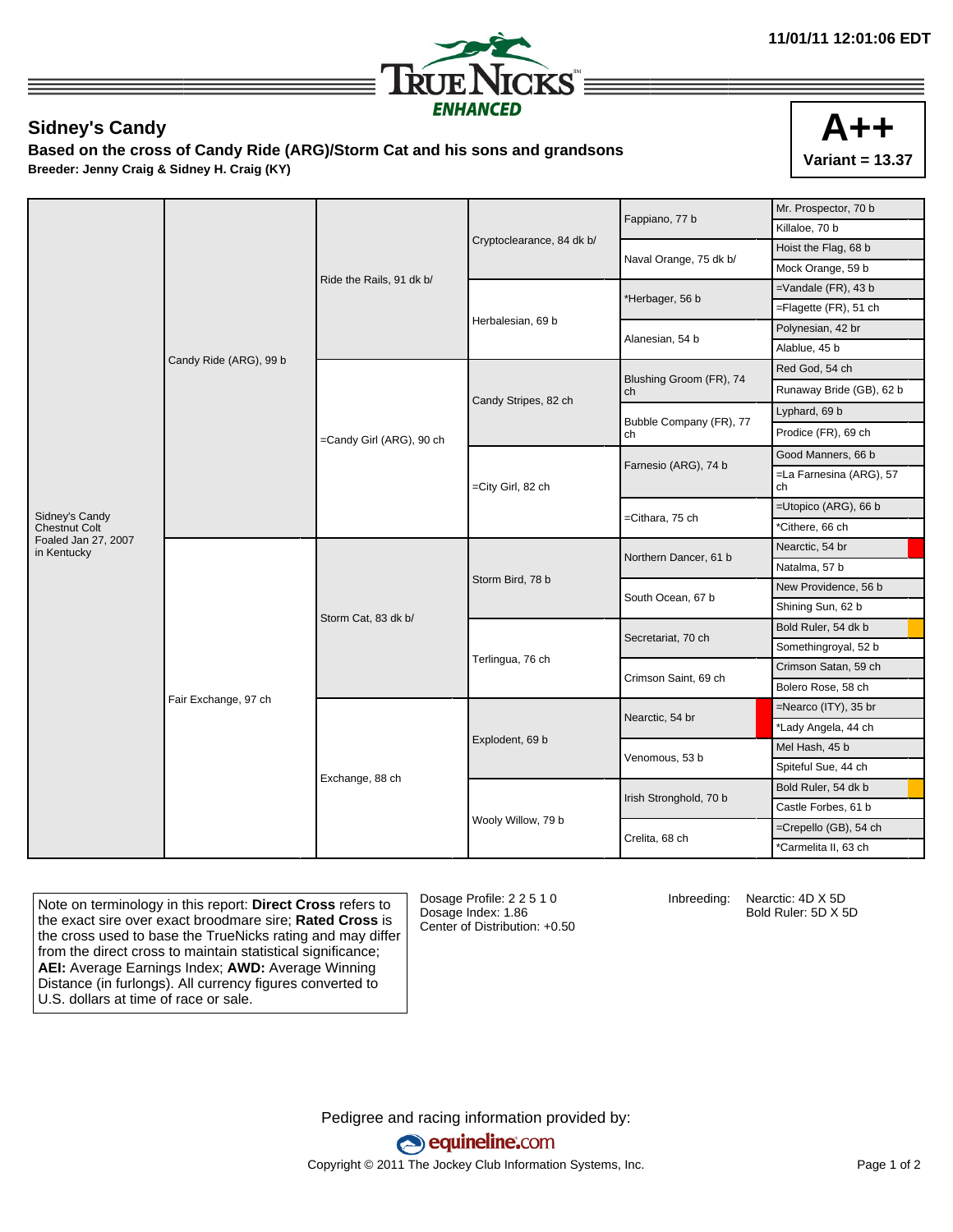11/01/11 12:01:06 EDT

TRUENICKS ENHANCED

## Sidney's Candy

**Based on the cross of Candy Ride (ARG)/Storm Cat and his sons and grandsons**

**Breeder: Jenny Craig & Sidney H. Craig (KY)**

**A++**
**Variant = 13.37**

| | | | | | |
|---|---|---|---|---|---|
| Sidney's Candy Chestnut Colt Foaled Jan 27, 2007 in Kentucky | Candy Ride (ARG), 99 b | Ride the Rails, 91 dk b/ | Cryptoclearance, 84 dk b/ | Fappiano, 77 b | Mr. Prospector, 70 b |
| | | | | | Killaloe, 70 b |
| | | | | Naval Orange, 75 dk b/ | Hoist the Flag, 68 b |
| | | | | | Mock Orange, 59 b |
| | | | Herbalesian, 69 b | *Herbager, 56 b | =Vandale (FR), 43 b |
| | | | | | =Flagette (FR), 51 ch |
| | | | | Alanesian, 54 b | Polynesian, 42 br |
| | | | | | Alablue, 45 b |
| | | =Candy Girl (ARG), 90 ch | Candy Stripes, 82 ch | Blushing Groom (FR), 74 ch | Red God, 54 ch |
| | | | | | Runaway Bride (GB), 62 b |
| | | | | Bubble Company (FR), 77 ch | Lyphard, 69 b |
| | | | | | Prodice (FR), 69 ch |
| | | | =City Girl, 82 ch | Farnesio (ARG), 74 b | Good Manners, 66 b |
| | | | | | =La Farnesina (ARG), 57 ch |
| | | | | =Cithara, 75 ch | =Utopico (ARG), 66 b |
| | | | | | *Cithere, 66 ch |
| | Fair Exchange, 97 ch | Storm Cat, 83 dk b/ | Storm Bird, 78 b | Northern Dancer, 61 b | Nearctic, 54 br |
| | | | | | Natalma, 57 b |
| | | | | South Ocean, 67 b | New Providence, 56 b |
| | | | | | Shining Sun, 62 b |
| | | | Terlingua, 76 ch | Secretariat, 70 ch | Bold Ruler, 54 dk b |
| | | | | | Somethingroyal, 52 b |
| | | | | Crimson Saint, 69 ch | Crimson Satan, 59 ch |
| | | | | | Bolero Rose, 58 ch |
| | | Exchange, 88 ch | Explodent, 69 b | Nearctic, 54 br | =Nearco (ITY), 35 br |
| | | | | | *Lady Angela, 44 ch |
| | | | | Venomous, 53 b | Mel Hash, 45 b |
| | | | | | Spiteful Sue, 44 ch |
| | | | Wooly Willow, 79 b | Irish Stronghold, 70 b | Bold Ruler, 54 dk b |
| | | | | | Castle Forbes, 61 b |
| | | | | Crelita, 68 ch | =Crepello (GB), 54 ch |
| | | | | | *Carmelita II, 63 ch |

Note on terminology in this report: **Direct Cross** refers to the exact sire over exact broodmare sire; **Rated Cross** is the cross used to base the TrueNicks rating and may differ from the direct cross to maintain statistical significance; **AEI:** Average Earnings Index; **AWD:** Average Winning Distance (in furlongs). All currency figures converted to U.S. dollars at time of race or sale.

Dosage Profile: 2 2 5 1 0
Dosage Index: 1.86
Center of Distribution: +0.50

Inbreeding: Nearctic: 4D X 5D
Bold Ruler: 5D X 5D

Pedigree and racing information provided by: equineline.com

Copyright © 2011 The Jockey Club Information Systems, Inc.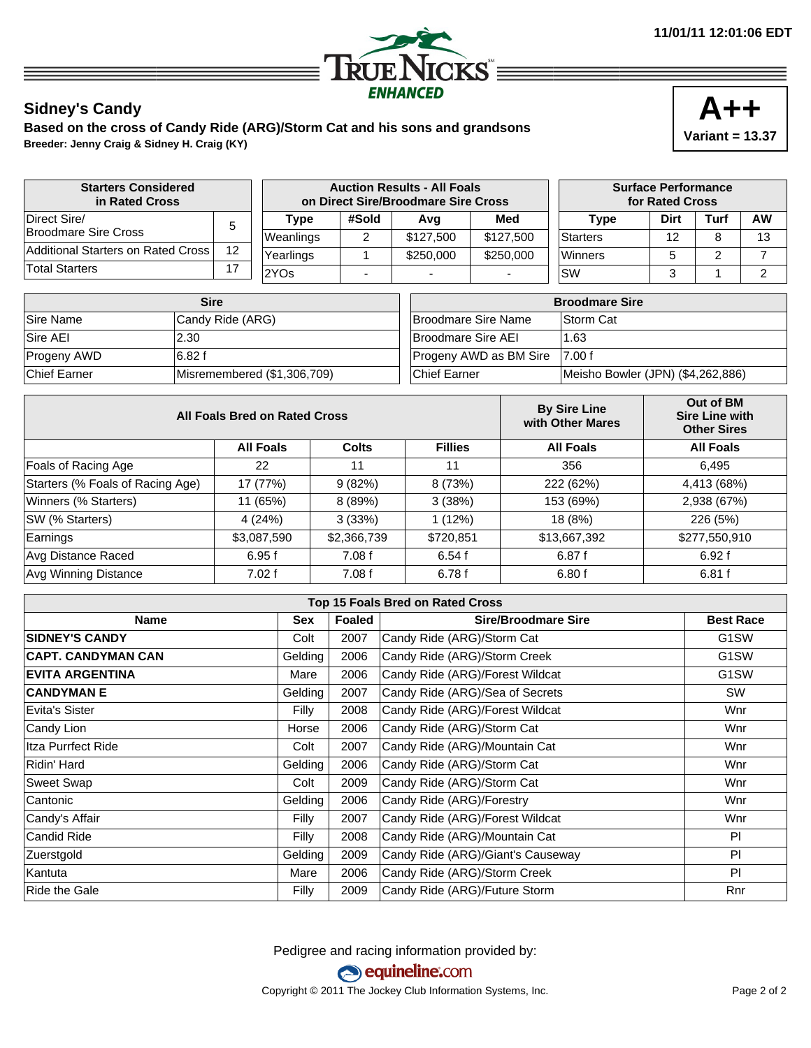11/01/11 12:01:06 EDT

TRUE NICKS ENHANCED

## Sidney's Candy

**A++**
**Variant = 13.37**

**Based on the cross of Candy Ride (ARG)/Storm Cat and his sons and grandsons**
**Breeder: Jenny Craig & Sidney H. Craig (KY)**

| Starters Considered in Rated Cross | |
|---|---|
| Direct Sire/ Broodmare Sire Cross | 5 |
| Additional Starters on Rated Cross | 12 |
| Total Starters | 17 |

| Auction Results - All Foals on Direct Sire/Broodmare Sire Cross | | | |
|---|---|---|---|
| Type | #Sold | Avg | Med |
| Weanlings | 2 | $127,500 | $127,500 |
| Yearlings | 1 | $250,000 | $250,000 |
| 2YOs | - | - | - |

| Surface Performance for Rated Cross | | | |
|---|---|---|---|
| Type | Dirt | Turf | AW |
| Starters | 12 | 8 | 13 |
| Winners | 5 | 2 | 7 |
| SW | 3 | 1 | 2 |

| Sire | |
|---|---|
| Sire Name | Candy Ride (ARG) |
| Sire AEI | 2.30 |
| Progeny AWD | 6.82 f |
| Chief Earner | Misremembered ($1,306,709) |

| Broodmare Sire | |
|---|---|
| Broodmare Sire Name | Storm Cat |
| Broodmare Sire AEI | 1.63 |
| Progeny AWD as BM Sire | 7.00 f |
| Chief Earner | Meisho Bowler (JPN) ($4,262,886) |

| All Foals Bred on Rated Cross | | | | By Sire Line with Other Mares | Out of BM Sire Line with Other Sires |
|---|---|---|---|---|---|
| | All Foals | Colts | Fillies | All Foals | All Foals |
| Foals of Racing Age | 22 | 11 | 11 | 356 | 6,495 |
| Starters (% Foals of Racing Age) | 17 (77%) | 9 (82%) | 8 (73%) | 222 (62%) | 4,413 (68%) |
| Winners (% Starters) | 11 (65%) | 8 (89%) | 3 (38%) | 153 (69%) | 2,938 (67%) |
| SW (% Starters) | 4 (24%) | 3 (33%) | 1 (12%) | 18 (8%) | 226 (5%) |
| Earnings | $3,087,590 | $2,366,739 | $720,851 | $13,667,392 | $277,550,910 |
| Avg Distance Raced | 6.95 f | 7.08 f | 6.54 f | 6.87 f | 6.92 f |
| Avg Winning Distance | 7.02 f | 7.08 f | 6.78 f | 6.80 f | 6.81 f |

| Top 15 Foals Bred on Rated Cross | | | | |
|---|---|---|---|---|
| Name | Sex | Foaled | Sire/Broodmare Sire | Best Race |
| **SIDNEY'S CANDY** | Colt | 2007 | Candy Ride (ARG)/Storm Cat | G1SW |
| **CAPT. CANDYMAN CAN** | Gelding | 2006 | Candy Ride (ARG)/Storm Creek | G1SW |
| **EVITA ARGENTINA** | Mare | 2006 | Candy Ride (ARG)/Forest Wildcat | G1SW |
| **CANDYMAN E** | Gelding | 2007 | Candy Ride (ARG)/Sea of Secrets | SW |
| Evita's Sister | Filly | 2008 | Candy Ride (ARG)/Forest Wildcat | Wnr |
| Candy Lion | Horse | 2006 | Candy Ride (ARG)/Storm Cat | Wnr |
| Itza Purrfect Ride | Colt | 2007 | Candy Ride (ARG)/Mountain Cat | Wnr |
| Ridin' Hard | Gelding | 2006 | Candy Ride (ARG)/Storm Cat | Wnr |
| Sweet Swap | Colt | 2009 | Candy Ride (ARG)/Storm Cat | Wnr |
| Cantonic | Gelding | 2006 | Candy Ride (ARG)/Forestry | Wnr |
| Candy's Affair | Filly | 2007 | Candy Ride (ARG)/Forest Wildcat | Wnr |
| Candid Ride | Filly | 2008 | Candy Ride (ARG)/Mountain Cat | Pl |
| Zuerstgold | Gelding | 2009 | Candy Ride (ARG)/Giant's Causeway | Pl |
| Kantuta | Mare | 2006 | Candy Ride (ARG)/Storm Creek | Pl |
| Ride the Gale | Filly | 2009 | Candy Ride (ARG)/Future Storm | Rnr |

Pedigree and racing information provided by:
equineline.com
Copyright © 2011 The Jockey Club Information Systems, Inc.